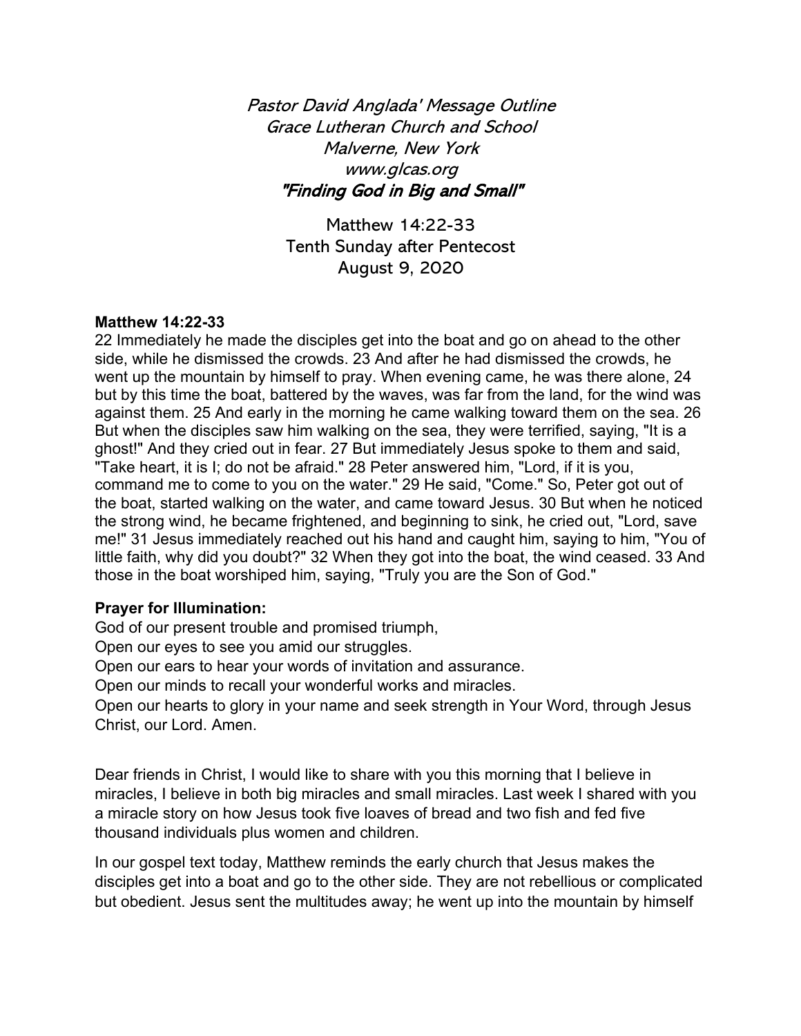*Pastor David Anglada' Message Outline*
*Grace Lutheran Church and School*
*Malverne, New York*
*www.glcas.org*
***"Finding God in Big and Small"***

Matthew 14:22-33
Tenth Sunday after Pentecost
August 9, 2020

**Matthew 14:22-33**

22 Immediately he made the disciples get into the boat and go on ahead to the other side, while he dismissed the crowds. 23 And after he had dismissed the crowds, he went up the mountain by himself to pray. When evening came, he was there alone, 24 but by this time the boat, battered by the waves, was far from the land, for the wind was against them. 25 And early in the morning he came walking toward them on the sea. 26 But when the disciples saw him walking on the sea, they were terrified, saying, "It is a ghost!" And they cried out in fear. 27 But immediately Jesus spoke to them and said, "Take heart, it is I; do not be afraid." 28 Peter answered him, "Lord, if it is you, command me to come to you on the water." 29 He said, "Come." So, Peter got out of the boat, started walking on the water, and came toward Jesus. 30 But when he noticed the strong wind, he became frightened, and beginning to sink, he cried out, "Lord, save me!" 31 Jesus immediately reached out his hand and caught him, saying to him, "You of little faith, why did you doubt?" 32 When they got into the boat, the wind ceased. 33 And those in the boat worshiped him, saying, "Truly you are the Son of God."

**Prayer for Illumination:**

God of our present trouble and promised triumph,
Open our eyes to see you amid our struggles.
Open our ears to hear your words of invitation and assurance.
Open our minds to recall your wonderful works and miracles.
Open our hearts to glory in your name and seek strength in Your Word, through Jesus Christ, our Lord. Amen.

Dear friends in Christ, I would like to share with you this morning that I believe in miracles, I believe in both big miracles and small miracles. Last week I shared with you a miracle story on how Jesus took five loaves of bread and two fish and fed five thousand individuals plus women and children.

In our gospel text today, Matthew reminds the early church that Jesus makes the disciples get into a boat and go to the other side. They are not rebellious or complicated but obedient. Jesus sent the multitudes away; he went up into the mountain by himself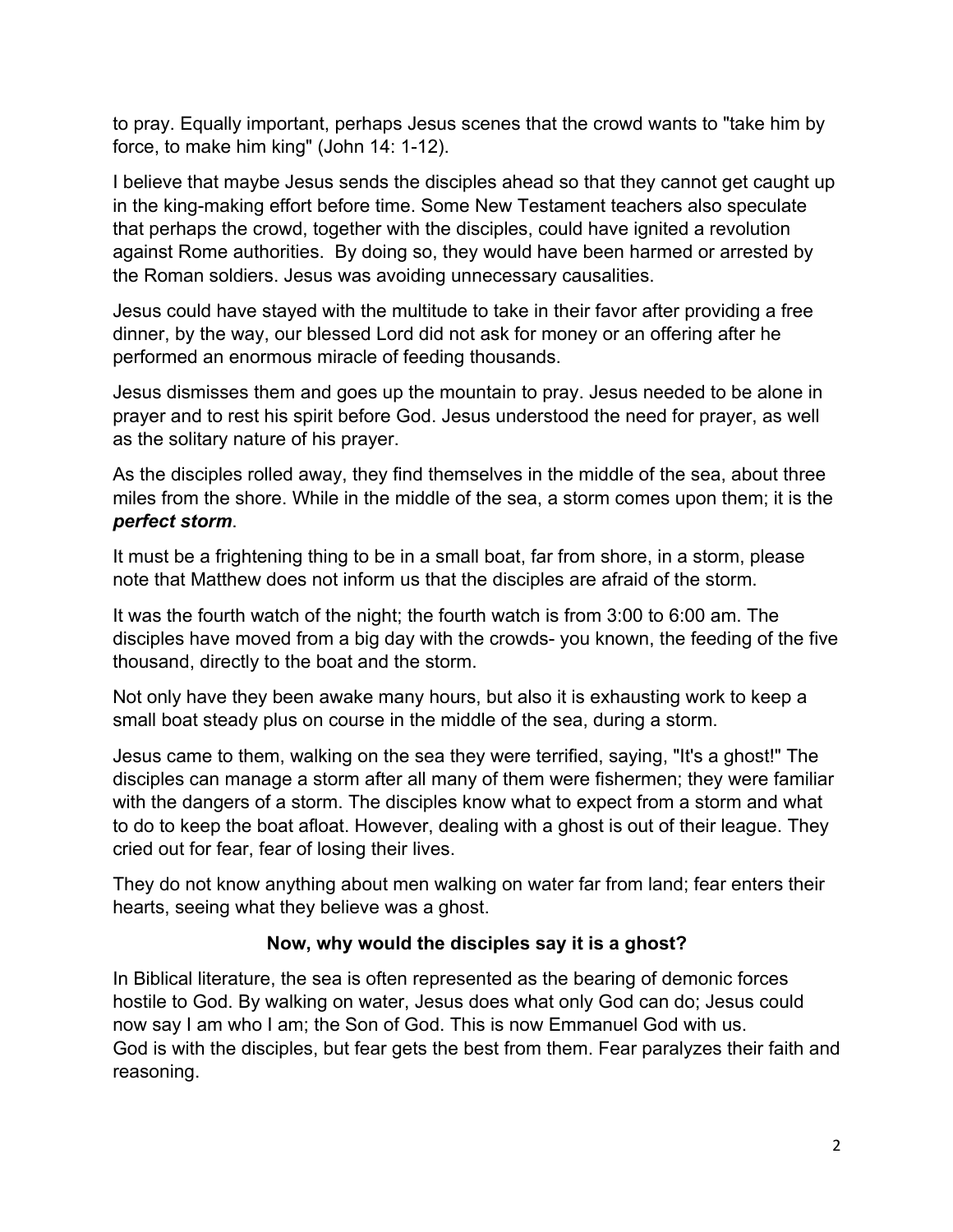to pray. Equally important, perhaps Jesus scenes that the crowd wants to "take him by force, to make him king" (John 14: 1-12).

I believe that maybe Jesus sends the disciples ahead so that they cannot get caught up in the king-making effort before time. Some New Testament teachers also speculate that perhaps the crowd, together with the disciples, could have ignited a revolution against Rome authorities. By doing so, they would have been harmed or arrested by the Roman soldiers. Jesus was avoiding unnecessary causalities.

Jesus could have stayed with the multitude to take in their favor after providing a free dinner, by the way, our blessed Lord did not ask for money or an offering after he performed an enormous miracle of feeding thousands.

Jesus dismisses them and goes up the mountain to pray. Jesus needed to be alone in prayer and to rest his spirit before God. Jesus understood the need for prayer, as well as the solitary nature of his prayer.

As the disciples rolled away, they find themselves in the middle of the sea, about three miles from the shore. While in the middle of the sea, a storm comes upon them; it is the ***perfect storm***.

It must be a frightening thing to be in a small boat, far from shore, in a storm, please note that Matthew does not inform us that the disciples are afraid of the storm.

It was the fourth watch of the night; the fourth watch is from 3:00 to 6:00 am. The disciples have moved from a big day with the crowds- you known, the feeding of the five thousand, directly to the boat and the storm.

Not only have they been awake many hours, but also it is exhausting work to keep a small boat steady plus on course in the middle of the sea, during a storm.

Jesus came to them, walking on the sea they were terrified, saying, "It's a ghost!" The disciples can manage a storm after all many of them were fishermen; they were familiar with the dangers of a storm. The disciples know what to expect from a storm and what to do to keep the boat afloat. However, dealing with a ghost is out of their league. They cried out for fear, fear of losing their lives.

They do not know anything about men walking on water far from land; fear enters their hearts, seeing what they believe was a ghost.

**Now, why would the disciples say it is a ghost?**

In Biblical literature, the sea is often represented as the bearing of demonic forces hostile to God. By walking on water, Jesus does what only God can do; Jesus could now say I am who I am; the Son of God. This is now Emmanuel God with us.
God is with the disciples, but fear gets the best from them. Fear paralyzes their faith and reasoning.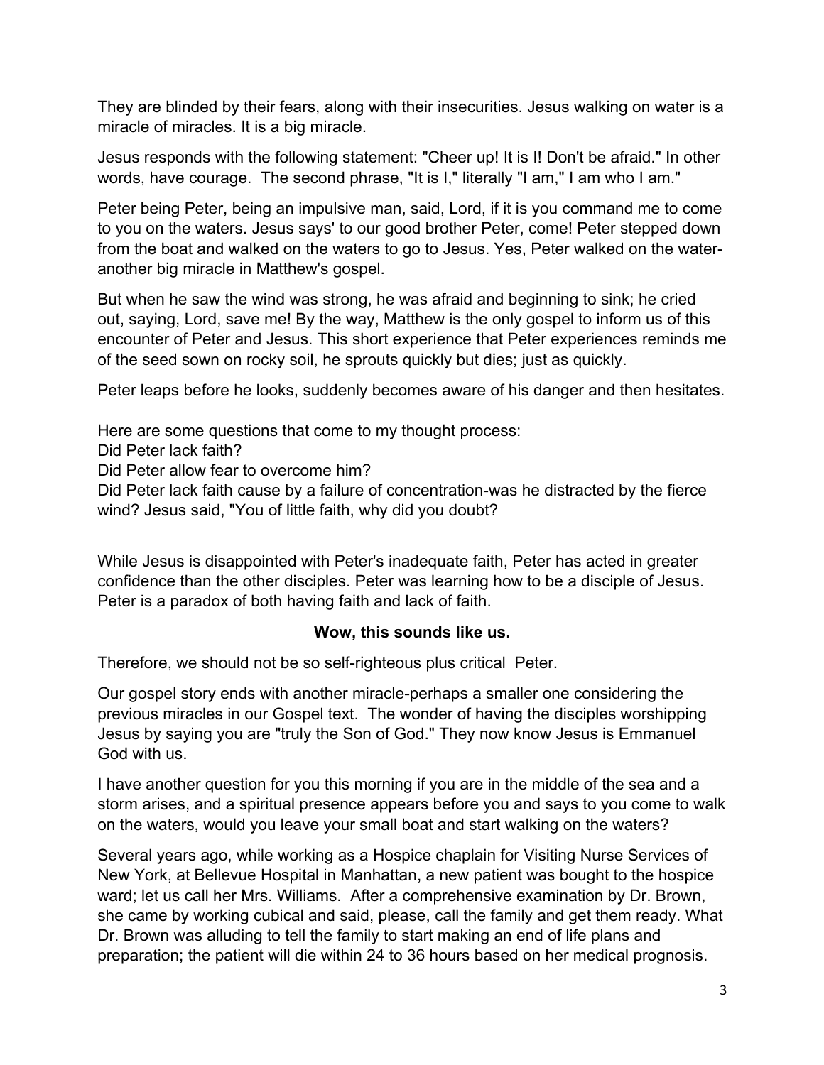They are blinded by their fears, along with their insecurities. Jesus walking on water is a miracle of miracles. It is a big miracle.

Jesus responds with the following statement: "Cheer up! It is I! Don't be afraid." In other words, have courage.  The second phrase, "It is I," literally "I am," I am who I am."

Peter being Peter, being an impulsive man, said, Lord, if it is you command me to come to you on the waters. Jesus says' to our good brother Peter, come! Peter stepped down from the boat and walked on the waters to go to Jesus. Yes, Peter walked on the water-another big miracle in Matthew's gospel.

But when he saw the wind was strong, he was afraid and beginning to sink; he cried out, saying, Lord, save me! By the way, Matthew is the only gospel to inform us of this encounter of Peter and Jesus. This short experience that Peter experiences reminds me of the seed sown on rocky soil, he sprouts quickly but dies; just as quickly.

Peter leaps before he looks, suddenly becomes aware of his danger and then hesitates.

Here are some questions that come to my thought process:  
Did Peter lack faith?  
Did Peter allow fear to overcome him?  
Did Peter lack faith cause by a failure of concentration-was he distracted by the fierce wind? Jesus said, "You of little faith, why did you doubt?

While Jesus is disappointed with Peter's inadequate faith, Peter has acted in greater confidence than the other disciples. Peter was learning how to be a disciple of Jesus. Peter is a paradox of both having faith and lack of faith.

**Wow, this sounds like us.**

Therefore, we should not be so self-righteous plus critical  Peter.

Our gospel story ends with another miracle-perhaps a smaller one considering the previous miracles in our Gospel text.  The wonder of having the disciples worshipping Jesus by saying you are "truly the Son of God." They now know Jesus is Emmanuel God with us.

I have another question for you this morning if you are in the middle of the sea and a storm arises, and a spiritual presence appears before you and says to you come to walk on the waters, would you leave your small boat and start walking on the waters?

Several years ago, while working as a Hospice chaplain for Visiting Nurse Services of New York, at Bellevue Hospital in Manhattan, a new patient was bought to the hospice ward; let us call her Mrs. Williams.  After a comprehensive examination by Dr. Brown, she came by working cubical and said, please, call the family and get them ready. What Dr. Brown was alluding to tell the family to start making an end of life plans and preparation; the patient will die within 24 to 36 hours based on her medical prognosis.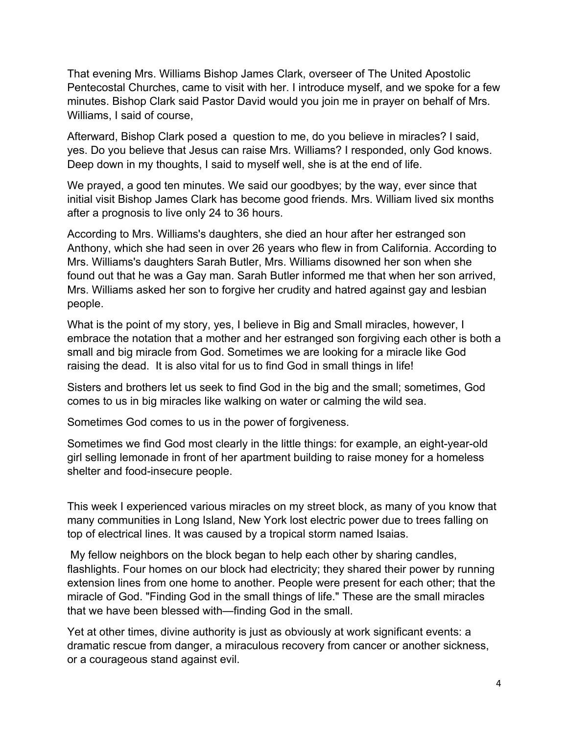That evening Mrs. Williams Bishop James Clark, overseer of The United Apostolic Pentecostal Churches, came to visit with her. I introduce myself, and we spoke for a few minutes. Bishop Clark said Pastor David would you join me in prayer on behalf of Mrs. Williams, I said of course,

Afterward, Bishop Clark posed a question to me, do you believe in miracles? I said, yes. Do you believe that Jesus can raise Mrs. Williams? I responded, only God knows. Deep down in my thoughts, I said to myself well, she is at the end of life.

We prayed, a good ten minutes. We said our goodbyes; by the way, ever since that initial visit Bishop James Clark has become good friends. Mrs. William lived six months after a prognosis to live only 24 to 36 hours.

According to Mrs. Williams's daughters, she died an hour after her estranged son Anthony, which she had seen in over 26 years who flew in from California. According to Mrs. Williams's daughters Sarah Butler, Mrs. Williams disowned her son when she found out that he was a Gay man. Sarah Butler informed me that when her son arrived, Mrs. Williams asked her son to forgive her crudity and hatred against gay and lesbian people.

What is the point of my story, yes, I believe in Big and Small miracles, however, I embrace the notation that a mother and her estranged son forgiving each other is both a small and big miracle from God. Sometimes we are looking for a miracle like God raising the dead. It is also vital for us to find God in small things in life!

Sisters and brothers let us seek to find God in the big and the small; sometimes, God comes to us in big miracles like walking on water or calming the wild sea.

Sometimes God comes to us in the power of forgiveness.

Sometimes we find God most clearly in the little things: for example, an eight-year-old girl selling lemonade in front of her apartment building to raise money for a homeless shelter and food-insecure people.

This week I experienced various miracles on my street block, as many of you know that many communities in Long Island, New York lost electric power due to trees falling on top of electrical lines. It was caused by a tropical storm named Isaias.

My fellow neighbors on the block began to help each other by sharing candles, flashlights. Four homes on our block had electricity; they shared their power by running extension lines from one home to another. People were present for each other; that the miracle of God. "Finding God in the small things of life." These are the small miracles that we have been blessed with—finding God in the small.

Yet at other times, divine authority is just as obviously at work significant events: a dramatic rescue from danger, a miraculous recovery from cancer or another sickness, or a courageous stand against evil.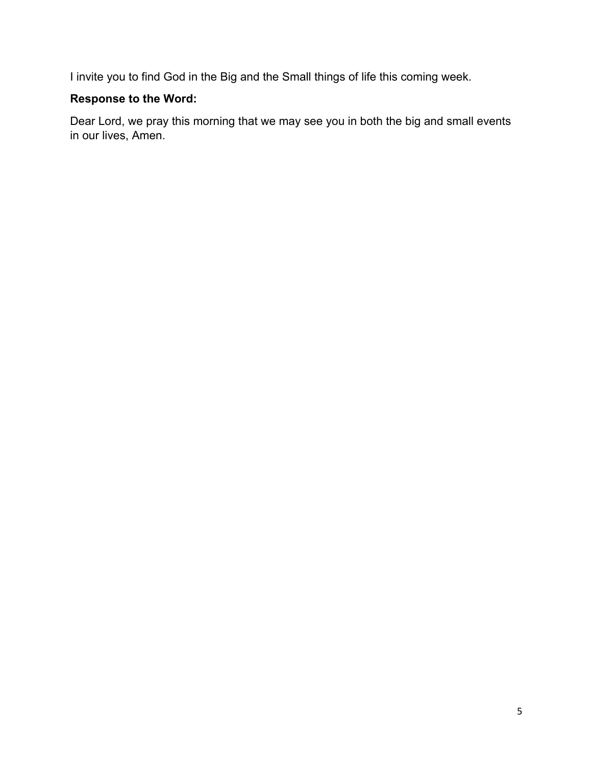I invite you to find God in the Big and the Small things of life this coming week.

**Response to the Word:**

Dear Lord, we pray this morning that we may see you in both the big and small events in our lives, Amen.